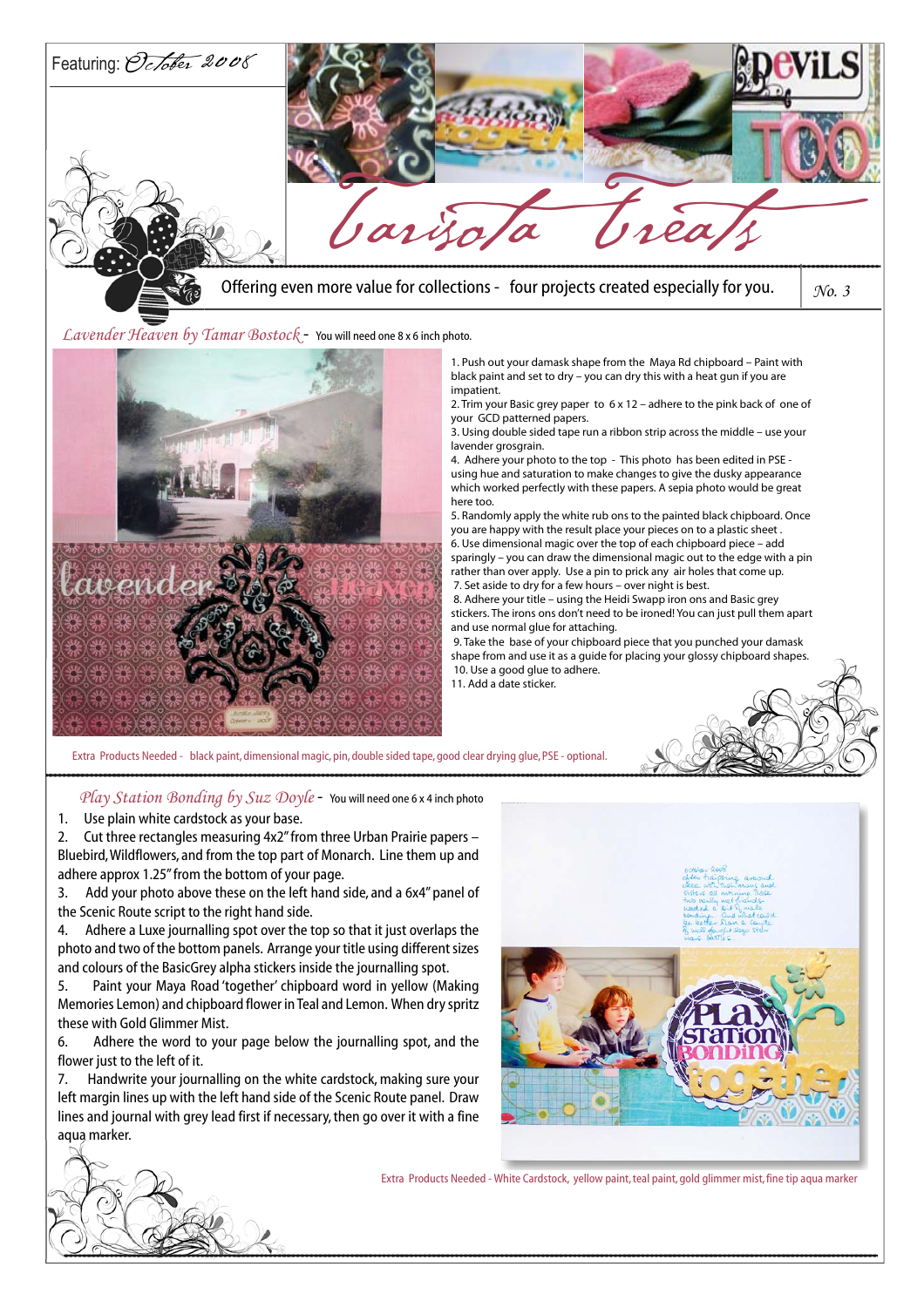Featuring: *October 2008*

# *Barisota Treats*

Offering even more value for collections - four projects created especially for you.

*No. 3*

## *Lavender Heaven by Tamar Bostock* - You will need one 8 x 6 inch photo.

1. Push out your damask shape from the Maya Rd chipboard – Paint with black paint and set to dry – you can dry this with a heat gun if you are impatient.
2. Trim your Basic grey paper to 6 x 12 – adhere to the pink back of one of your GCD patterned papers.
3. Using double sided tape run a ribbon strip across the middle – use your lavender grosgrain.
4. Adhere your photo to the top - This photo has been edited in PSE - using hue and saturation to make changes to give the dusky appearance which worked perfectly with these papers. A sepia photo would be great here too.
5. Randomly apply the white rub ons to the painted black chipboard. Once you are happy with the result place your pieces on to a plastic sheet .
6. Use dimensional magic over the top of each chipboard piece – add sparingly – you can draw the dimensional magic out to the edge with a pin rather than over apply. Use a pin to prick any air holes that come up.
7. Set aside to dry for a few hours – over night is best.
8. Adhere your title – using the Heidi Swapp iron ons and Basic grey stickers. The irons ons don't need to be ironed! You can just pull them apart and use normal glue for attaching.
9. Take the base of your chipboard piece that you punched your damask shape from and use it as a guide for placing your glossy chipboard shapes.
10. Use a good glue to adhere.
11. Add a date sticker.

Extra Products Needed - black paint, dimensional magic, pin, double sided tape, good clear drying glue, PSE - optional.

## *Play Station Bonding by Suz Doyle* - You will need one 6 x 4 inch photo

1. Use plain white cardstock as your base.
2. Cut three rectangles measuring 4x2" from three Urban Prairie papers – Bluebird, Wildflowers, and from the top part of Monarch. Line them up and adhere approx 1.25" from the bottom of your page.
3. Add your photo above these on the left hand side, and a 6x4" panel of the Scenic Route script to the right hand side.
4. Adhere a Luxe journalling spot over the top so that it just overlaps the photo and two of the bottom panels. Arrange your title using different sizes and colours of the BasicGrey alpha stickers inside the journalling spot.
5. Paint your Maya Road 'together' chipboard word in yellow (Making Memories Lemon) and chipboard flower in Teal and Lemon. When dry spritz these with Gold Glimmer Mist.
6. Adhere the word to your page below the journalling spot, and the flower just to the left of it.
7. Handwrite your journalling on the white cardstock, making sure your left margin lines up with the left hand side of the Scenic Route panel. Draw lines and journal with grey lead first if necessary, then go over it with a fine aqua marker.

Extra Products Needed - White Cardstock, yellow paint, teal paint, gold glimmer mist, fine tip aqua marker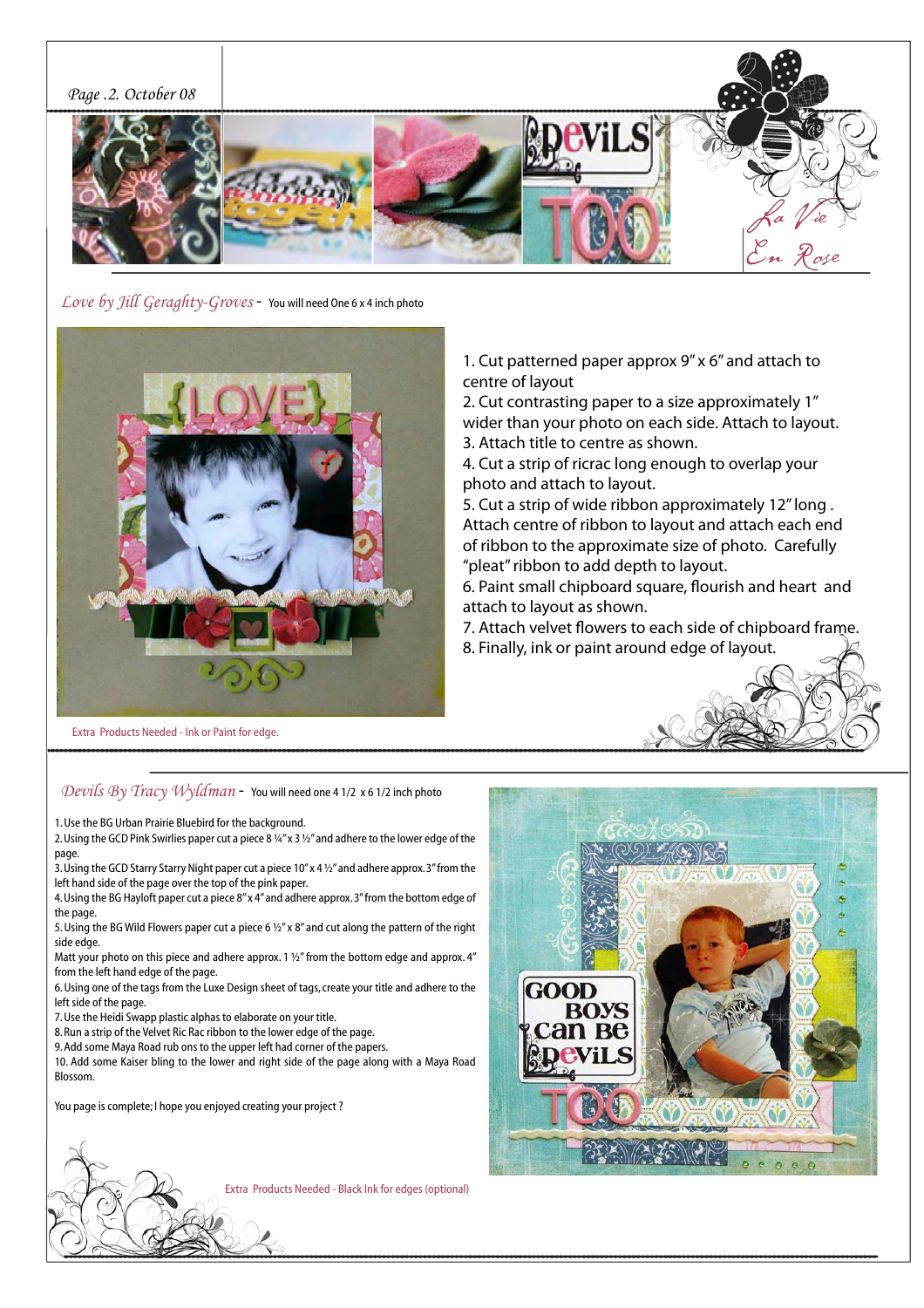*Page .2. October 08*

*La Vie En Rose*

## *Love by Jill Geraghty-Groves* - You will need One 6 x 4 inch photo

1. Cut patterned paper approx 9" x 6" and attach to centre of layout
2. Cut contrasting paper to a size approximately 1" wider than your photo on each side. Attach to layout.
3. Attach title to centre as shown.
4. Cut a strip of ricrac long enough to overlap your photo and attach to layout.
5. Cut a strip of wide ribbon approximately 12" long . Attach centre of ribbon to layout and attach each end of ribbon to the approximate size of photo. Carefully "pleat" ribbon to add depth to layout.
6. Paint small chipboard square, flourish and heart and attach to layout as shown.
7. Attach velvet flowers to each side of chipboard frame.
8. Finally, ink or paint around edge of layout.

Extra Products Needed - Ink or Paint for edge.

## *Devils By Tracy Wyldman* - You will need one 4 1/2 x 6 1/2 inch photo

1. Use the BG Urban Prairie Bluebird for the background.
2. Using the GCD Pink Swirlies paper cut a piece 8 ¼" x 3 ½" and adhere to the lower edge of the page.
3. Using the GCD Starry Starry Night paper cut a piece 10" x 4 ½" and adhere approx. 3" from the left hand side of the page over the top of the pink paper.
4. Using the BG Hayloft paper cut a piece 8" x 4" and adhere approx. 3" from the bottom edge of the page.
5. Using the BG Wild Flowers paper cut a piece 6 ½" x 8" and cut along the pattern of the right side edge.

Matt your photo on this piece and adhere approx. 1 ½" from the bottom edge and approx. 4" from the left hand edge of the page.

6. Using one of the tags from the Luxe Design sheet of tags, create your title and adhere to the left side of the page.
7. Use the Heidi Swapp plastic alphas to elaborate on your title.
8. Run a strip of the Velvet Ric Rac ribbon to the lower edge of the page.
9. Add some Maya Road rub ons to the upper left hand corner of the papers.
10. Add some Kaiser bling to the lower and right side of the page along with a Maya Road Blossom.

You page is complete; I hope you enjoyed creating your project ?

Extra Products Needed - Black Ink for edges (optional)